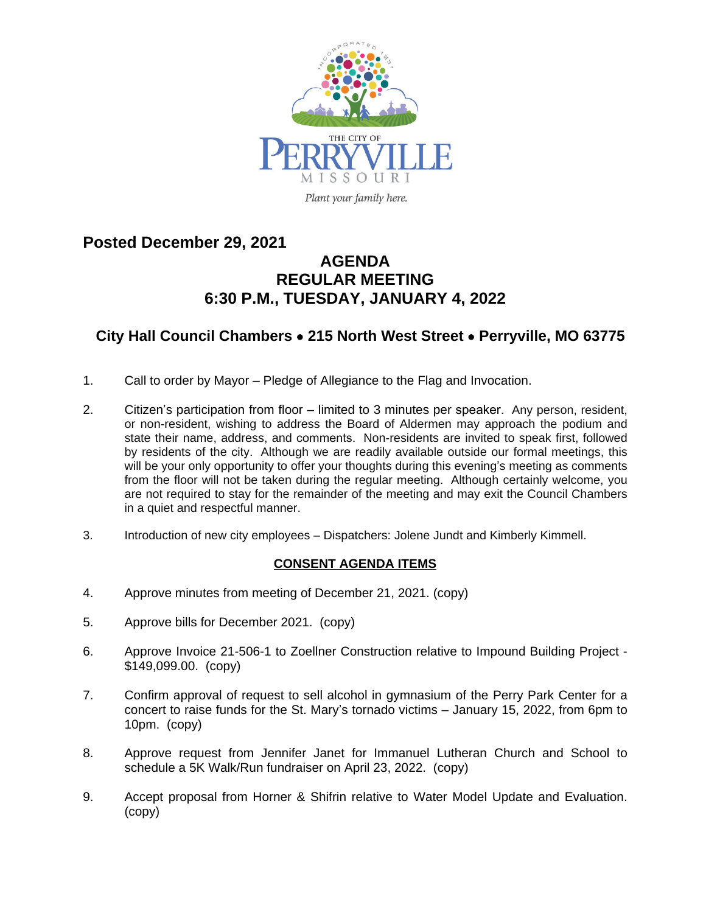THE CITY OF
PERRYVILLE
MISSOURI
*Plant your family here.*

**Posted December 29, 2021**

# AGENDA
# REGULAR MEETING
# 6:30 P.M., TUESDAY, JANUARY 4, 2022

## City Hall Council Chambers • 215 North West Street • Perryville, MO 63775

1. Call to order by Mayor – Pledge of Allegiance to the Flag and Invocation.

2. Citizen's participation from floor – limited to 3 minutes per speaker. Any person, resident, or non-resident, wishing to address the Board of Aldermen may approach the podium and state their name, address, and comments. Non-residents are invited to speak first, followed by residents of the city. Although we are readily available outside our formal meetings, this will be your only opportunity to offer your thoughts during this evening's meeting as comments from the floor will not be taken during the regular meeting. Although certainly welcome, you are not required to stay for the remainder of the meeting and may exit the Council Chambers in a quiet and respectful manner.

3. Introduction of new city employees – Dispatchers: Jolene Jundt and Kimberly Kimmell.

**CONSENT AGENDA ITEMS**

4. Approve minutes from meeting of December 21, 2021. (copy)

5. Approve bills for December 2021. (copy)

6. Approve Invoice 21-506-1 to Zoellner Construction relative to Impound Building Project - $149,099.00. (copy)

7. Confirm approval of request to sell alcohol in gymnasium of the Perry Park Center for a concert to raise funds for the St. Mary's tornado victims – January 15, 2022, from 6pm to 10pm. (copy)

8. Approve request from Jennifer Janet for Immanuel Lutheran Church and School to schedule a 5K Walk/Run fundraiser on April 23, 2022. (copy)

9. Accept proposal from Horner & Shifrin relative to Water Model Update and Evaluation. (copy)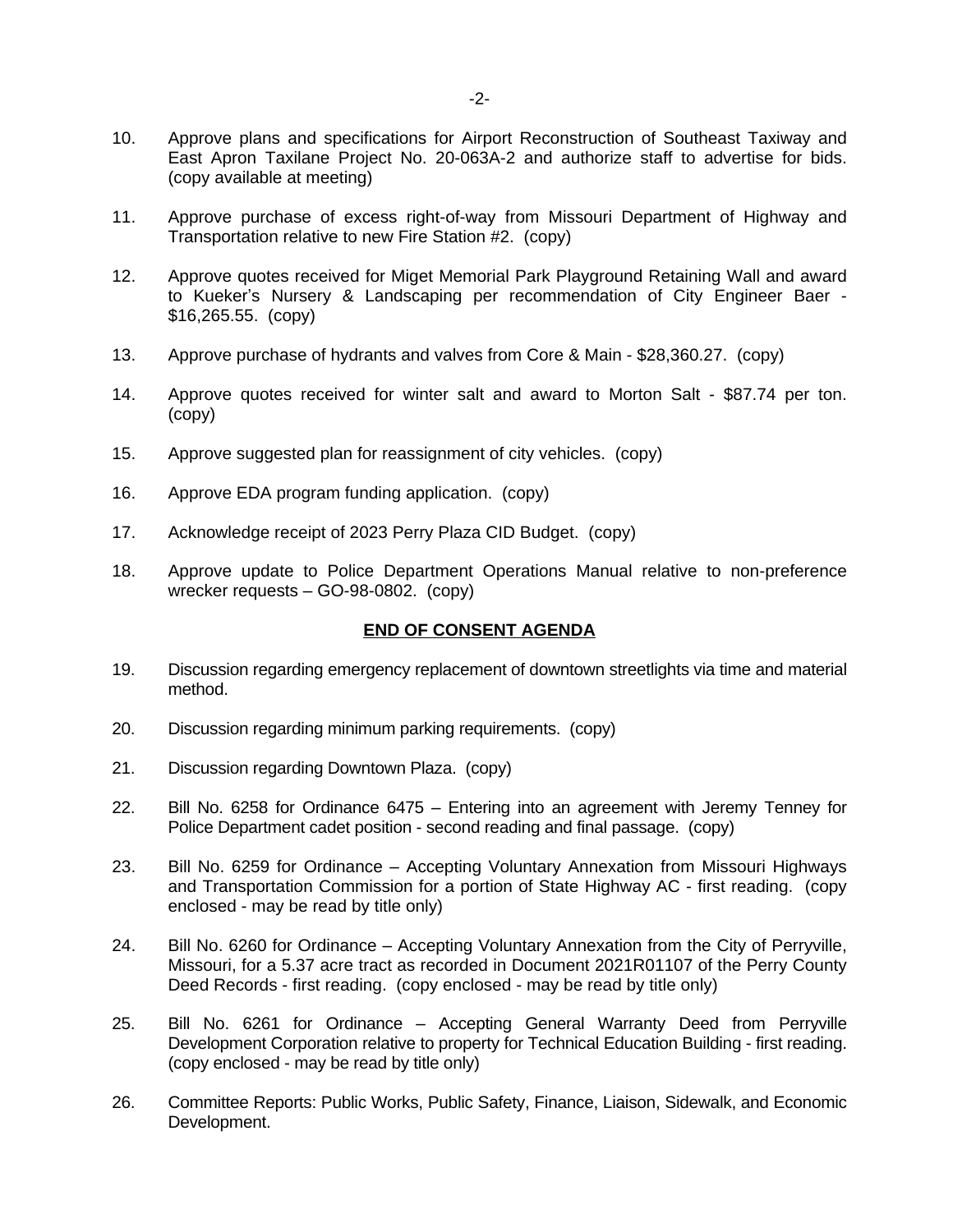10. Approve plans and specifications for Airport Reconstruction of Southeast Taxiway and East Apron Taxilane Project No. 20-063A-2 and authorize staff to advertise for bids. (copy available at meeting)

11. Approve purchase of excess right-of-way from Missouri Department of Highway and Transportation relative to new Fire Station #2. (copy)

12. Approve quotes received for Miget Memorial Park Playground Retaining Wall and award to Kueker's Nursery & Landscaping per recommendation of City Engineer Baer - $16,265.55. (copy)

13. Approve purchase of hydrants and valves from Core & Main - $28,360.27. (copy)

14. Approve quotes received for winter salt and award to Morton Salt - $87.74 per ton. (copy)

15. Approve suggested plan for reassignment of city vehicles. (copy)

16. Approve EDA program funding application. (copy)

17. Acknowledge receipt of 2023 Perry Plaza CID Budget. (copy)

18. Approve update to Police Department Operations Manual relative to non-preference wrecker requests – GO-98-0802. (copy)

**END OF CONSENT AGENDA**

19. Discussion regarding emergency replacement of downtown streetlights via time and material method.

20. Discussion regarding minimum parking requirements. (copy)

21. Discussion regarding Downtown Plaza. (copy)

22. Bill No. 6258 for Ordinance 6475 – Entering into an agreement with Jeremy Tenney for Police Department cadet position - second reading and final passage. (copy)

23. Bill No. 6259 for Ordinance – Accepting Voluntary Annexation from Missouri Highways and Transportation Commission for a portion of State Highway AC - first reading. (copy enclosed - may be read by title only)

24. Bill No. 6260 for Ordinance – Accepting Voluntary Annexation from the City of Perryville, Missouri, for a 5.37 acre tract as recorded in Document 2021R01107 of the Perry County Deed Records - first reading. (copy enclosed - may be read by title only)

25. Bill No. 6261 for Ordinance – Accepting General Warranty Deed from Perryville Development Corporation relative to property for Technical Education Building - first reading. (copy enclosed - may be read by title only)

26. Committee Reports: Public Works, Public Safety, Finance, Liaison, Sidewalk, and Economic Development.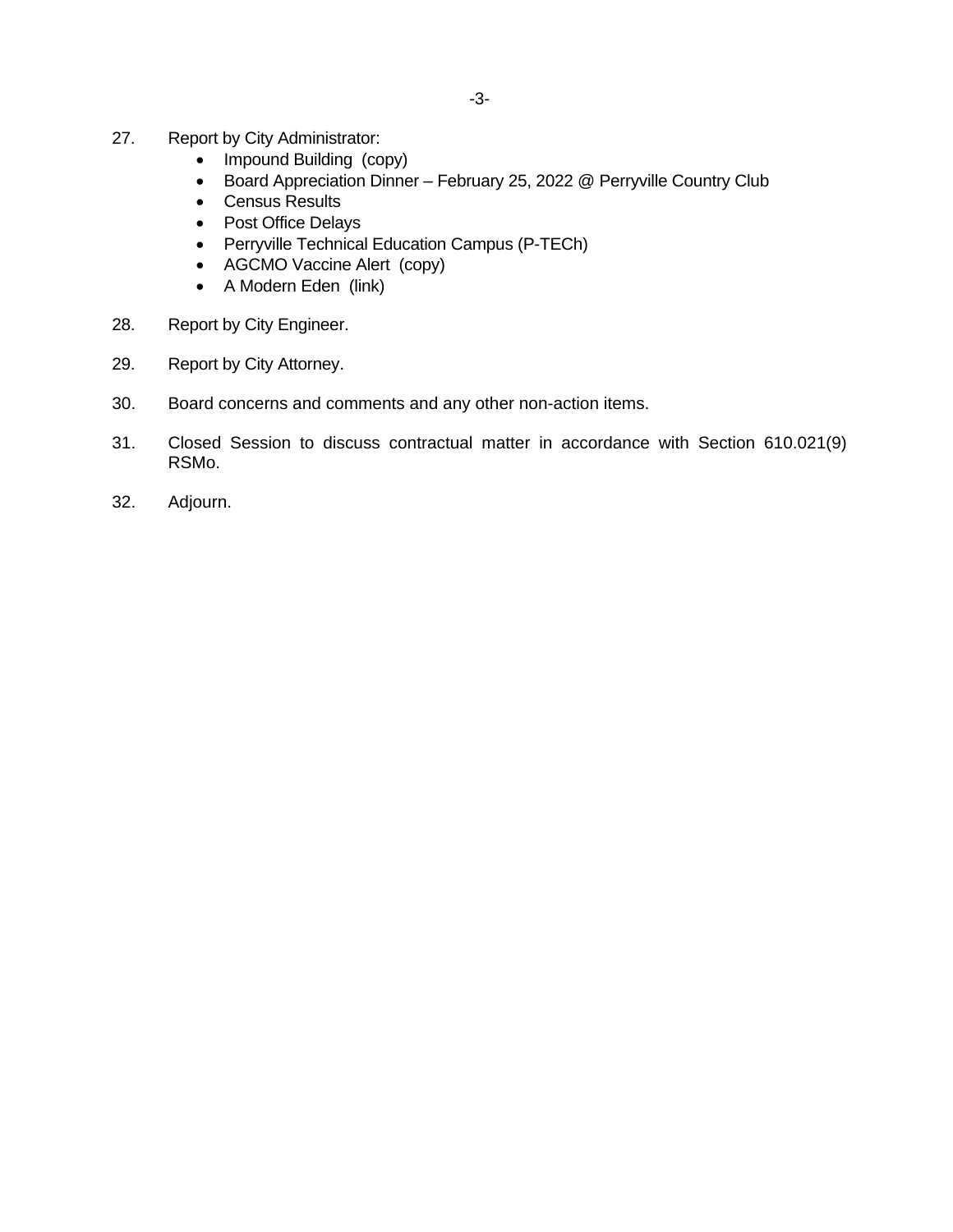27. Report by City Administrator:
    - Impound Building (copy)
    - Board Appreciation Dinner – February 25, 2022 @ Perryville Country Club
    - Census Results
    - Post Office Delays
    - Perryville Technical Education Campus (P-TECh)
    - AGCMO Vaccine Alert (copy)
    - A Modern Eden (link)

28. Report by City Engineer.

29. Report by City Attorney.

30. Board concerns and comments and any other non-action items.

31. Closed Session to discuss contractual matter in accordance with Section 610.021(9) RSMo.

32. Adjourn.